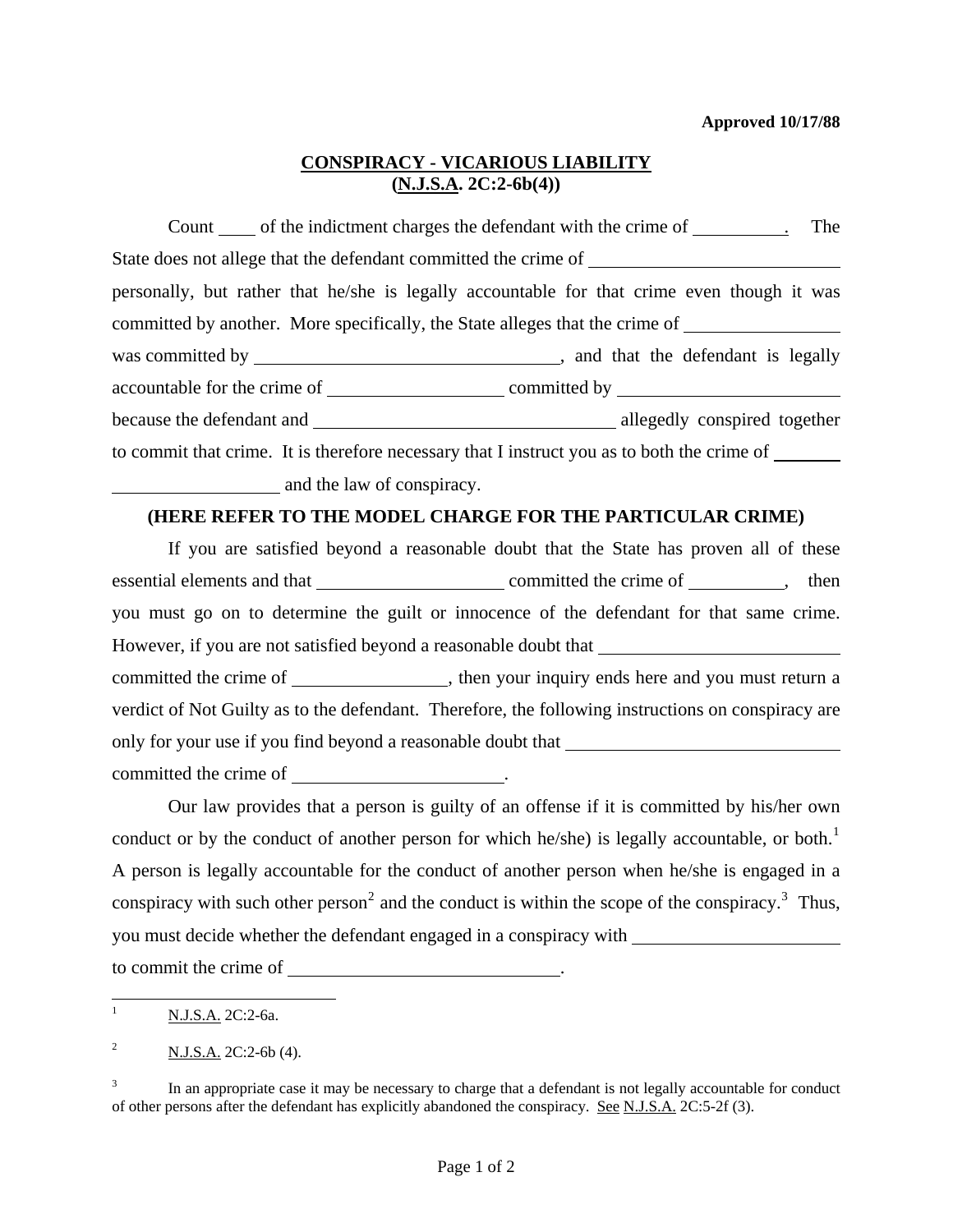**Approved 10/17/88**

**CONSPIRACY - VICARIOUS LIABILITY**
**(N.J.S.A. 2C:2-6b(4))**

Count ____ of the indictment charges the defendant with the crime of __________. The State does not allege that the defendant committed the crime of ____________________________ personally, but rather that he/she is legally accountable for that crime even though it was committed by another. More specifically, the State alleges that the crime of _________________ was committed by __________________________________, and that the defendant is legally accountable for the crime of ____________________ committed by ________________________ because the defendant and __________________________________ allegedly conspired together to commit that crime. It is therefore necessary that I instruct you as to both the crime of ___________________________ and the law of conspiracy.

**(HERE REFER TO THE MODEL CHARGE FOR THE PARTICULAR CRIME)**

If you are satisfied beyond a reasonable doubt that the State has proven all of these essential elements and that ____________________ committed the crime of __________, then you must go on to determine the guilt or innocence of the defendant for that same crime. However, if you are not satisfied beyond a reasonable doubt that ___________________________ committed the crime of _________________, then your inquiry ends here and you must return a verdict of Not Guilty as to the defendant. Therefore, the following instructions on conspiracy are only for your use if you find beyond a reasonable doubt that ______________________________ committed the crime of _______________________.

Our law provides that a person is guilty of an offense if it is committed by his/her own conduct or by the conduct of another person for which he/she) is legally accountable, or both.[1] A person is legally accountable for the conduct of another person when he/she is engaged in a conspiracy with such other person[2] and the conduct is within the scope of the conspiracy.[3] Thus, you must decide whether the defendant engaged in a conspiracy with _______________________ to commit the crime of ______________________________.

---

[1] N.J.S.A. 2C:2-6a.

[2] N.J.S.A. 2C:2-6b (4).

[3] In an appropriate case it may be necessary to charge that a defendant is not legally accountable for conduct of other persons after the defendant has explicitly abandoned the conspiracy. See N.J.S.A. 2C:5-2f (3).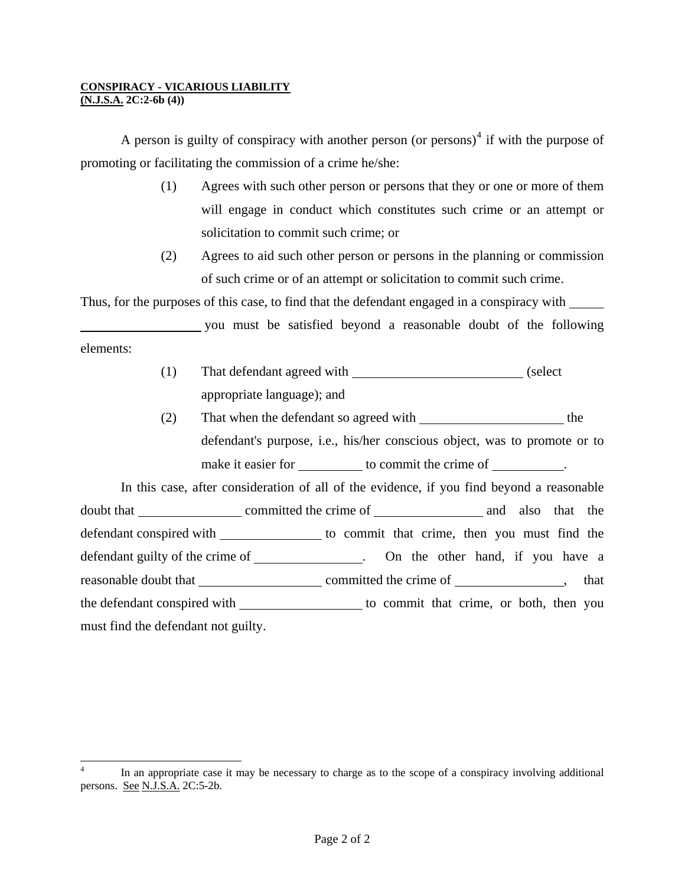**CONSPIRACY - VICARIOUS LIABILITY**
**(N.J.S.A. 2C:2-6b (4))**

A person is guilty of conspiracy with another person (or persons)[4] if with the purpose of promoting or facilitating the commission of a crime he/she:

(1) Agrees with such other person or persons that they or one or more of them will engage in conduct which constitutes such crime or an attempt or solicitation to commit such crime; or

(2) Agrees to aid such other person or persons in the planning or commission of such crime or of an attempt or solicitation to commit such crime.

Thus, for the purposes of this case, to find that the defendant engaged in a conspiracy with ________________________ you must be satisfied beyond a reasonable doubt of the following elements:

(1) That defendant agreed with __________________________ (select appropriate language); and

(2) That when the defendant so agreed with ______________________ the defendant's purpose, i.e., his/her conscious object, was to promote or to make it easier for __________ to commit the crime of ___________.

In this case, after consideration of all of the evidence, if you find beyond a reasonable doubt that ________________ committed the crime of ________________ and also that the defendant conspired with ________________ to commit that crime, then you must find the defendant guilty of the crime of ________________. On the other hand, if you have a reasonable doubt that __________________ committed the crime of ________________, that the defendant conspired with __________________ to commit that crime, or both, then you must find the defendant not guilty.

---

[4] In an appropriate case it may be necessary to charge as to the scope of a conspiracy involving additional persons. See N.J.S.A. 2C:5-2b.